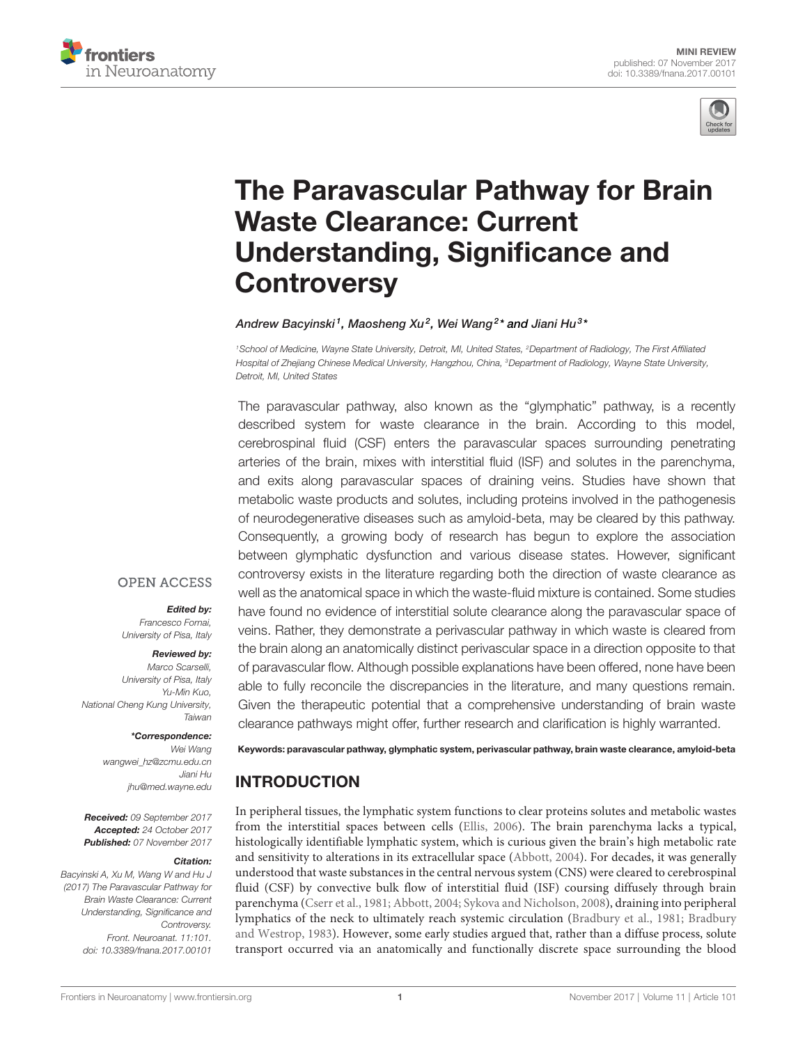MINI REVIEW
published: 07 November 2017
doi: 10.3389/fnana.2017.00101

# The Paravascular Pathway for Brain Waste Clearance: Current Understanding, Significance and Controversy

*Andrew Bacyinski[1], Maosheng Xu[2], Wei Wang[2]* and Jiani Hu[3]**

[1]School of Medicine, Wayne State University, Detroit, MI, United States, [2]Department of Radiology, The First Affiliated Hospital of Zhejiang Chinese Medical University, Hangzhou, China, [3]Department of Radiology, Wayne State University, Detroit, MI, United States

The paravascular pathway, also known as the "glymphatic" pathway, is a recently described system for waste clearance in the brain. According to this model, cerebrospinal fluid (CSF) enters the paravascular spaces surrounding penetrating arteries of the brain, mixes with interstitial fluid (ISF) and solutes in the parenchyma, and exits along paravascular spaces of draining veins. Studies have shown that metabolic waste products and solutes, including proteins involved in the pathogenesis of neurodegenerative diseases such as amyloid-beta, may be cleared by this pathway. Consequently, a growing body of research has begun to explore the association between glymphatic dysfunction and various disease states. However, significant controversy exists in the literature regarding both the direction of waste clearance as well as the anatomical space in which the waste-fluid mixture is contained. Some studies have found no evidence of interstitial solute clearance along the paravascular space of veins. Rather, they demonstrate a perivascular pathway in which waste is cleared from the brain along an anatomically distinct perivascular space in a direction opposite to that of paravascular flow. Although possible explanations have been offered, none have been able to fully reconcile the discrepancies in the literature, and many questions remain. Given the therapeutic potential that a comprehensive understanding of brain waste clearance pathways might offer, further research and clarification is highly warranted.

**Keywords: paravascular pathway, glymphatic system, perivascular pathway, brain waste clearance, amyloid-beta**

OPEN ACCESS

***Edited by:***
*Francesco Fornai,*
*University of Pisa, Italy*

***Reviewed by:***
*Marco Scarselli,*
*University of Pisa, Italy*
*Yu-Min Kuo,*
*National Cheng Kung University, Taiwan*

***\*Correspondence:***
*Wei Wang*
*wangwei_hz@zcmu.edu.cn*
*Jiani Hu*
*jhu@med.wayne.edu*

**Received:** 09 September 2017
**Accepted:** 24 October 2017
**Published:** 07 November 2017

***Citation:***
*Bacyinski A, Xu M, Wang W and Hu J (2017) The Paravascular Pathway for Brain Waste Clearance: Current Understanding, Significance and Controversy. Front. Neuroanat. 11:101. doi: 10.3389/fnana.2017.00101*

## INTRODUCTION

In peripheral tissues, the lymphatic system functions to clear proteins solutes and metabolic wastes from the interstitial spaces between cells (Ellis, 2006). The brain parenchyma lacks a typical, histologically identifiable lymphatic system, which is curious given the brain's high metabolic rate and sensitivity to alterations in its extracellular space (Abbott, 2004). For decades, it was generally understood that waste substances in the central nervous system (CNS) were cleared to cerebrospinal fluid (CSF) by convective bulk flow of interstitial fluid (ISF) coursing diffusely through brain parenchyma (Cserr et al., 1981; Abbott, 2004; Sykova and Nicholson, 2008), draining into peripheral lymphatics of the neck to ultimately reach systemic circulation (Bradbury et al., 1981; Bradbury and Westrop, 1983). However, some early studies argued that, rather than a diffuse process, solute transport occurred via an anatomically and functionally discrete space surrounding the blood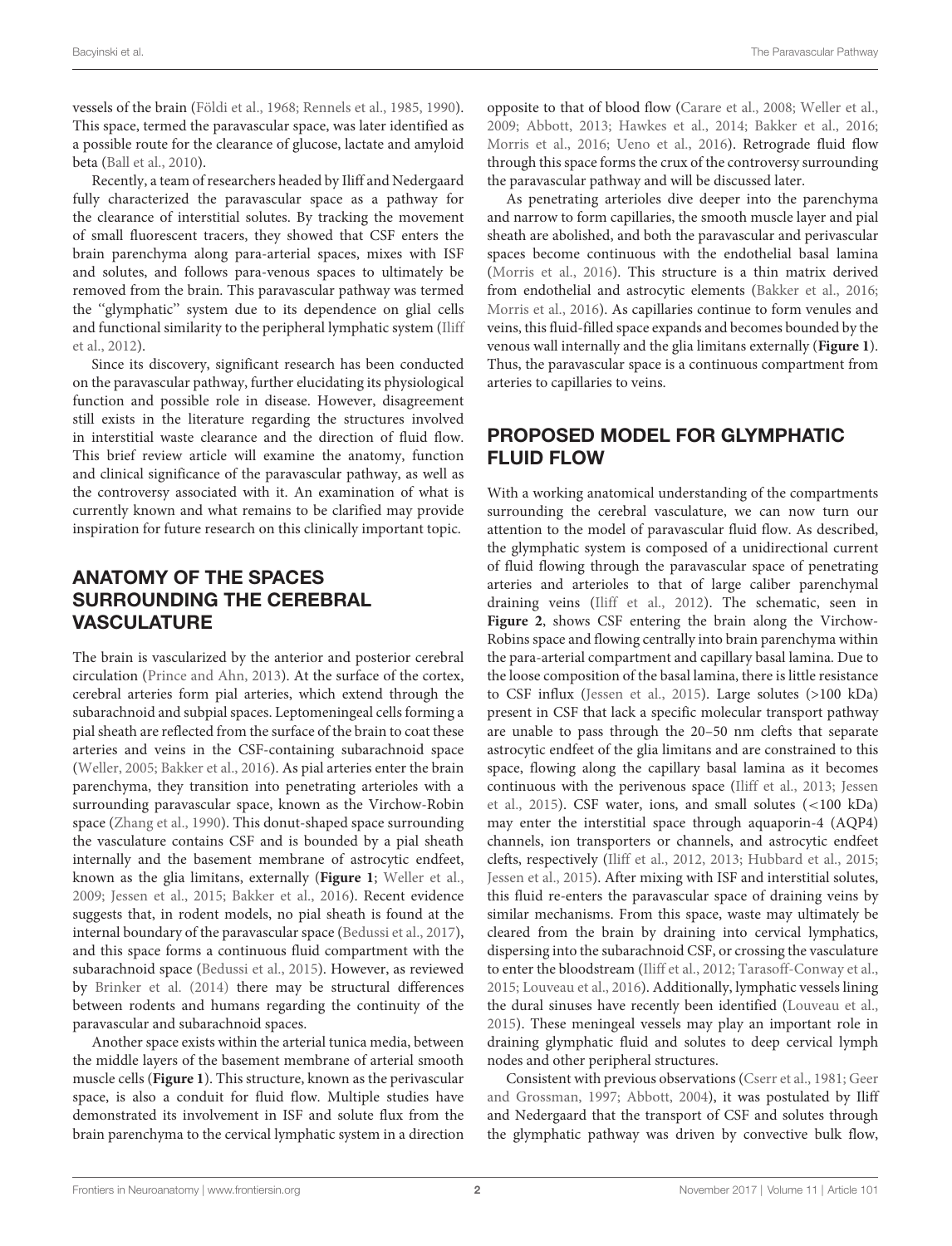vessels of the brain (Földi et al., 1968; Rennels et al., 1985, 1990). This space, termed the paravascular space, was later identified as a possible route for the clearance of glucose, lactate and amyloid beta (Ball et al., 2010).

Recently, a team of researchers headed by Iliff and Nedergaard fully characterized the paravascular space as a pathway for the clearance of interstitial solutes. By tracking the movement of small fluorescent tracers, they showed that CSF enters the brain parenchyma along para-arterial spaces, mixes with ISF and solutes, and follows para-venous spaces to ultimately be removed from the brain. This paravascular pathway was termed the "glymphatic" system due to its dependence on glial cells and functional similarity to the peripheral lymphatic system (Iliff et al., 2012).

Since its discovery, significant research has been conducted on the paravascular pathway, further elucidating its physiological function and possible role in disease. However, disagreement still exists in the literature regarding the structures involved in interstitial waste clearance and the direction of fluid flow. This brief review article will examine the anatomy, function and clinical significance of the paravascular pathway, as well as the controversy associated with it. An examination of what is currently known and what remains to be clarified may provide inspiration for future research on this clinically important topic.

## ANATOMY OF THE SPACES SURROUNDING THE CEREBRAL VASCULATURE

The brain is vascularized by the anterior and posterior cerebral circulation (Prince and Ahn, 2013). At the surface of the cortex, cerebral arteries form pial arteries, which extend through the subarachnoid and subpial spaces. Leptomeningeal cells forming a pial sheath are reflected from the surface of the brain to coat these arteries and veins in the CSF-containing subarachnoid space (Weller, 2005; Bakker et al., 2016). As pial arteries enter the brain parenchyma, they transition into penetrating arterioles with a surrounding paravascular space, known as the Virchow-Robin space (Zhang et al., 1990). This donut-shaped space surrounding the vasculature contains CSF and is bounded by a pial sheath internally and the basement membrane of astrocytic endfeet, known as the glia limitans, externally (**Figure 1**; Weller et al., 2009; Jessen et al., 2015; Bakker et al., 2016). Recent evidence suggests that, in rodent models, no pial sheath is found at the internal boundary of the paravascular space (Bedussi et al., 2017), and this space forms a continuous fluid compartment with the subarachnoid space (Bedussi et al., 2015). However, as reviewed by Brinker et al. (2014) there may be structural differences between rodents and humans regarding the continuity of the paravascular and subarachnoid spaces.

Another space exists within the arterial tunica media, between the middle layers of the basement membrane of arterial smooth muscle cells (**Figure 1**). This structure, known as the perivascular space, is also a conduit for fluid flow. Multiple studies have demonstrated its involvement in ISF and solute flux from the brain parenchyma to the cervical lymphatic system in a direction opposite to that of blood flow (Carare et al., 2008; Weller et al., 2009; Abbott, 2013; Hawkes et al., 2014; Bakker et al., 2016; Morris et al., 2016; Ueno et al., 2016). Retrograde fluid flow through this space forms the crux of the controversy surrounding the paravascular pathway and will be discussed later.

As penetrating arterioles dive deeper into the parenchyma and narrow to form capillaries, the smooth muscle layer and pial sheath are abolished, and both the paravascular and perivascular spaces become continuous with the endothelial basal lamina (Morris et al., 2016). This structure is a thin matrix derived from endothelial and astrocytic elements (Bakker et al., 2016; Morris et al., 2016). As capillaries continue to form venules and veins, this fluid-filled space expands and becomes bounded by the venous wall internally and the glia limitans externally (**Figure 1**). Thus, the paravascular space is a continuous compartment from arteries to capillaries to veins.

## PROPOSED MODEL FOR GLYMPHATIC FLUID FLOW

With a working anatomical understanding of the compartments surrounding the cerebral vasculature, we can now turn our attention to the model of paravascular fluid flow. As described, the glymphatic system is composed of a unidirectional current of fluid flowing through the paravascular space of penetrating arteries and arterioles to that of large caliber parenchymal draining veins (Iliff et al., 2012). The schematic, seen in **Figure 2**, shows CSF entering the brain along the Virchow-Robins space and flowing centrally into brain parenchyma within the para-arterial compartment and capillary basal lamina. Due to the loose composition of the basal lamina, there is little resistance to CSF influx (Jessen et al., 2015). Large solutes (>100 kDa) present in CSF that lack a specific molecular transport pathway are unable to pass through the 20–50 nm clefts that separate astrocytic endfeet of the glia limitans and are constrained to this space, flowing along the capillary basal lamina as it becomes continuous with the perivenous space (Iliff et al., 2013; Jessen et al., 2015). CSF water, ions, and small solutes (<100 kDa) may enter the interstitial space through aquaporin-4 (AQP4) channels, ion transporters or channels, and astrocytic endfeet clefts, respectively (Iliff et al., 2012, 2013; Hubbard et al., 2015; Jessen et al., 2015). After mixing with ISF and interstitial solutes, this fluid re-enters the paravascular space of draining veins by similar mechanisms. From this space, waste may ultimately be cleared from the brain by draining into cervical lymphatics, dispersing into the subarachnoid CSF, or crossing the vasculature to enter the bloodstream (Iliff et al., 2012; Tarasoff-Conway et al., 2015; Louveau et al., 2016). Additionally, lymphatic vessels lining the dural sinuses have recently been identified (Louveau et al., 2015). These meningeal vessels may play an important role in draining glymphatic fluid and solutes to deep cervical lymph nodes and other peripheral structures.

Consistent with previous observations (Cserr et al., 1981; Geer and Grossman, 1997; Abbott, 2004), it was postulated by Iliff and Nedergaard that the transport of CSF and solutes through the glymphatic pathway was driven by convective bulk flow,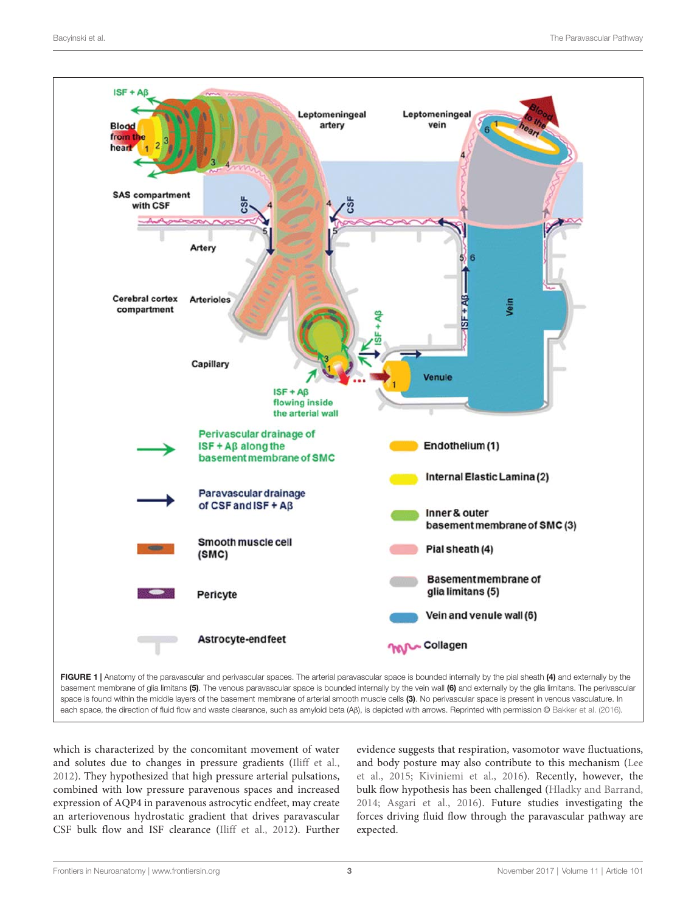FIGURE 1 | Anatomy of the paravascular and perivascular spaces. The arterial paravascular space is bounded internally by the pial sheath **(4)** and externally by the basement membrane of glia limitans **(5)**. The venous paravascular space is bounded internally by the vein wall **(6)** and externally by the glia limitans. The perivascular space is found within the middle layers of the basement membrane of arterial smooth muscle cells **(3)**. No perivascular space is present in venous vasculature. In each space, the direction of fluid flow and waste clearance, such as amyloid beta (Aβ), is depicted with arrows. Reprinted with permission © Bakker et al. (2016).

which is characterized by the concomitant movement of water and solutes due to changes in pressure gradients (Iliff et al., 2012). They hypothesized that high pressure arterial pulsations, combined with low pressure paravenous spaces and increased expression of AQP4 in paravenous astrocytic endfeet, may create an arteriovenous hydrostatic gradient that drives paravascular CSF bulk flow and ISF clearance (Iliff et al., 2012). Further evidence suggests that respiration, vasomotor wave fluctuations, and body posture may also contribute to this mechanism (Lee et al., 2015; Kiviniemi et al., 2016). Recently, however, the bulk flow hypothesis has been challenged (Hladky and Barrand, 2014; Asgari et al., 2016). Future studies investigating the forces driving fluid flow through the paravascular pathway are expected.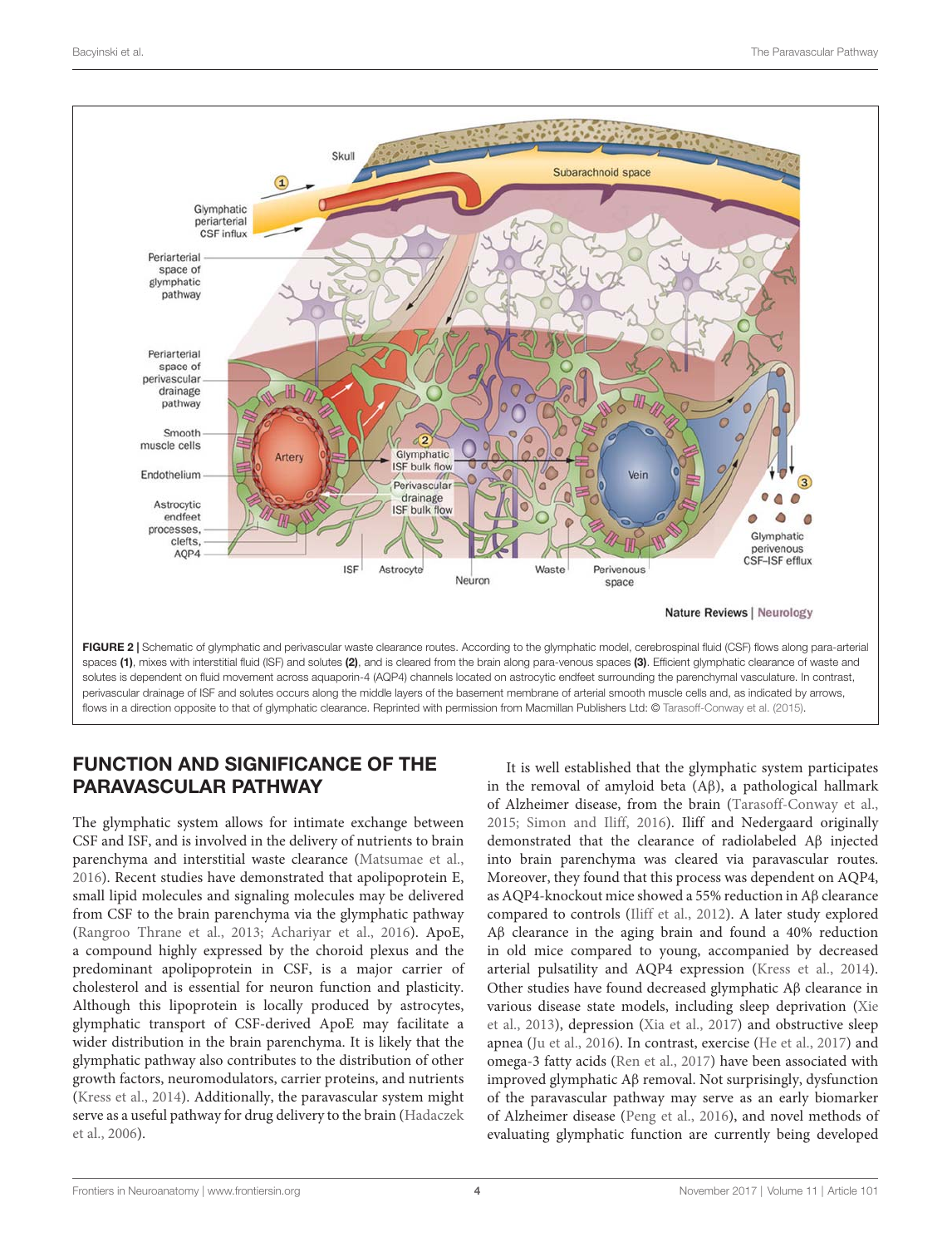FIGURE 2 | Schematic of glymphatic and perivascular waste clearance routes. According to the glymphatic model, cerebrospinal fluid (CSF) flows along para-arterial spaces **(1)**, mixes with interstitial fluid (ISF) and solutes **(2)**, and is cleared from the brain along para-venous spaces **(3)**. Efficient glymphatic clearance of waste and solutes is dependent on fluid movement across aquaporin-4 (AQP4) channels located on astrocytic endfeet surrounding the parenchymal vasculature. In contrast, perivascular drainage of ISF and solutes occurs along the middle layers of the basement membrane of arterial smooth muscle cells and, as indicated by arrows, flows in a direction opposite to that of glymphatic clearance. Reprinted with permission from Macmillan Publishers Ltd: © Tarasoff-Conway et al. (2015).

## FUNCTION AND SIGNIFICANCE OF THE PARAVASCULAR PATHWAY

The glymphatic system allows for intimate exchange between CSF and ISF, and is involved in the delivery of nutrients to brain parenchyma and interstitial waste clearance (Matsumae et al., 2016). Recent studies have demonstrated that apolipoprotein E, small lipid molecules and signaling molecules may be delivered from CSF to the brain parenchyma via the glymphatic pathway (Rangroo Thrane et al., 2013; Achariyar et al., 2016). ApoE, a compound highly expressed by the choroid plexus and the predominant apolipoprotein in CSF, is a major carrier of cholesterol and is essential for neuron function and plasticity. Although this lipoprotein is locally produced by astrocytes, glymphatic transport of CSF-derived ApoE may facilitate a wider distribution in the brain parenchyma. It is likely that the glymphatic pathway also contributes to the distribution of other growth factors, neuromodulators, carrier proteins, and nutrients (Kress et al., 2014). Additionally, the paravascular system might serve as a useful pathway for drug delivery to the brain (Hadaczek et al., 2006).

It is well established that the glymphatic system participates in the removal of amyloid beta (Aβ), a pathological hallmark of Alzheimer disease, from the brain (Tarasoff-Conway et al., 2015; Simon and Iliff, 2016). Iliff and Nedergaard originally demonstrated that the clearance of radiolabeled Aβ injected into brain parenchyma was cleared via paravascular routes. Moreover, they found that this process was dependent on AQP4, as AQP4-knockout mice showed a 55% reduction in Aβ clearance compared to controls (Iliff et al., 2012). A later study explored Aβ clearance in the aging brain and found a 40% reduction in old mice compared to young, accompanied by decreased arterial pulsatility and AQP4 expression (Kress et al., 2014). Other studies have found decreased glymphatic Aβ clearance in various disease state models, including sleep deprivation (Xie et al., 2013), depression (Xia et al., 2017) and obstructive sleep apnea (Ju et al., 2016). In contrast, exercise (He et al., 2017) and omega-3 fatty acids (Ren et al., 2017) have been associated with improved glymphatic Aβ removal. Not surprisingly, dysfunction of the paravascular pathway may serve as an early biomarker of Alzheimer disease (Peng et al., 2016), and novel methods of evaluating glymphatic function are currently being developed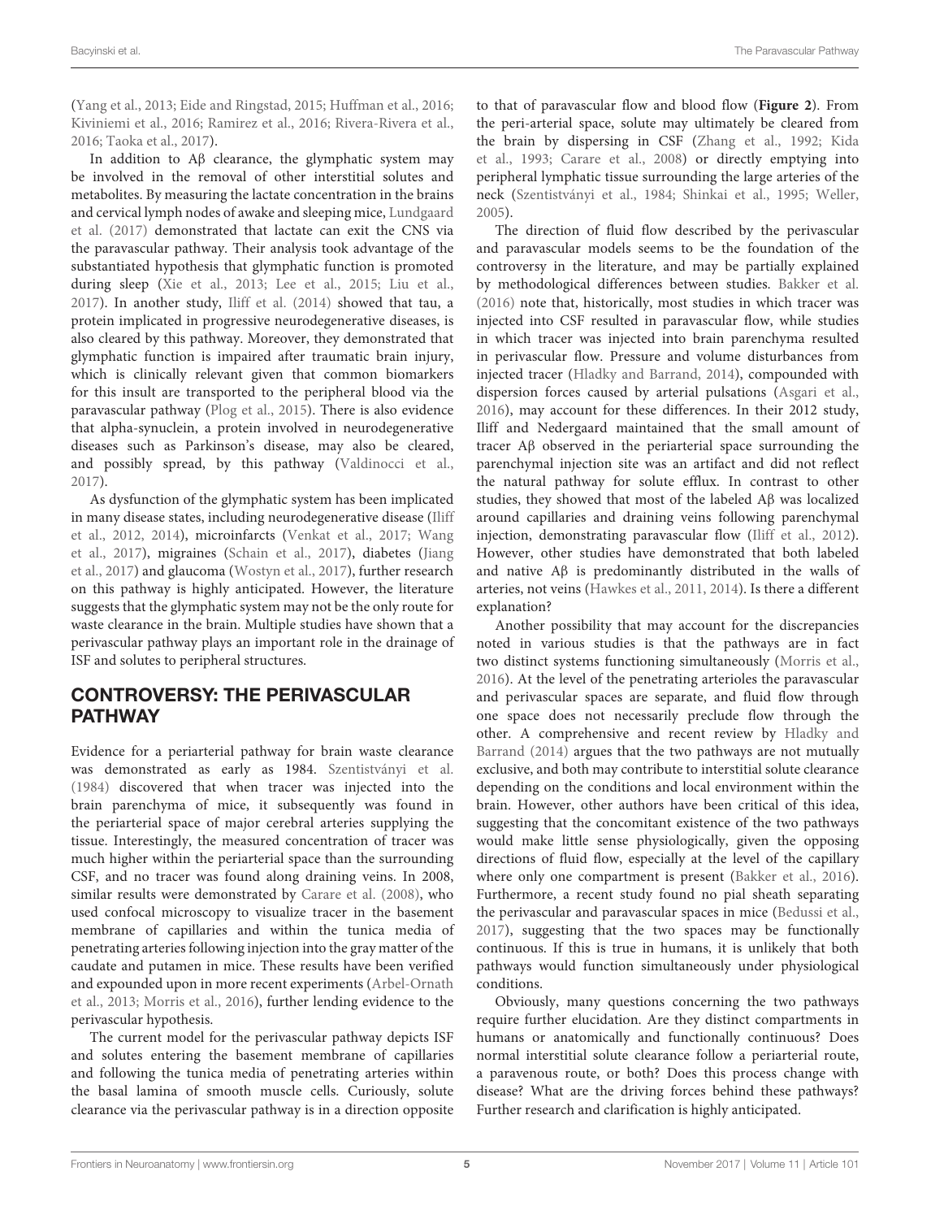(Yang et al., 2013; Eide and Ringstad, 2015; Huffman et al., 2016; Kiviniemi et al., 2016; Ramirez et al., 2016; Rivera-Rivera et al., 2016; Taoka et al., 2017).

In addition to Aβ clearance, the glymphatic system may be involved in the removal of other interstitial solutes and metabolites. By measuring the lactate concentration in the brains and cervical lymph nodes of awake and sleeping mice, Lundgaard et al. (2017) demonstrated that lactate can exit the CNS via the paravascular pathway. Their analysis took advantage of the substantiated hypothesis that glymphatic function is promoted during sleep (Xie et al., 2013; Lee et al., 2015; Liu et al., 2017). In another study, Iliff et al. (2014) showed that tau, a protein implicated in progressive neurodegenerative diseases, is also cleared by this pathway. Moreover, they demonstrated that glymphatic function is impaired after traumatic brain injury, which is clinically relevant given that common biomarkers for this insult are transported to the peripheral blood via the paravascular pathway (Plog et al., 2015). There is also evidence that alpha-synuclein, a protein involved in neurodegenerative diseases such as Parkinson's disease, may also be cleared, and possibly spread, by this pathway (Valdinocci et al., 2017).

As dysfunction of the glymphatic system has been implicated in many disease states, including neurodegenerative disease (Iliff et al., 2012, 2014), microinfarcts (Venkat et al., 2017; Wang et al., 2017), migraines (Schain et al., 2017), diabetes (Jiang et al., 2017) and glaucoma (Wostyn et al., 2017), further research on this pathway is highly anticipated. However, the literature suggests that the glymphatic system may not be the only route for waste clearance in the brain. Multiple studies have shown that a perivascular pathway plays an important role in the drainage of ISF and solutes to peripheral structures.

## CONTROVERSY: THE PERIVASCULAR PATHWAY

Evidence for a periarterial pathway for brain waste clearance was demonstrated as early as 1984. Szentistványi et al. (1984) discovered that when tracer was injected into the brain parenchyma of mice, it subsequently was found in the periarterial space of major cerebral arteries supplying the tissue. Interestingly, the measured concentration of tracer was much higher within the periarterial space than the surrounding CSF, and no tracer was found along draining veins. In 2008, similar results were demonstrated by Carare et al. (2008), who used confocal microscopy to visualize tracer in the basement membrane of capillaries and within the tunica media of penetrating arteries following injection into the gray matter of the caudate and putamen in mice. These results have been verified and expounded upon in more recent experiments (Arbel-Ornath et al., 2013; Morris et al., 2016), further lending evidence to the perivascular hypothesis.

The current model for the perivascular pathway depicts ISF and solutes entering the basement membrane of capillaries and following the tunica media of penetrating arteries within the basal lamina of smooth muscle cells. Curiously, solute clearance via the perivascular pathway is in a direction opposite to that of paravascular flow and blood flow (**Figure 2**). From the peri-arterial space, solute may ultimately be cleared from the brain by dispersing in CSF (Zhang et al., 1992; Kida et al., 1993; Carare et al., 2008) or directly emptying into peripheral lymphatic tissue surrounding the large arteries of the neck (Szentistványi et al., 1984; Shinkai et al., 1995; Weller, 2005).

The direction of fluid flow described by the perivascular and paravascular models seems to be the foundation of the controversy in the literature, and may be partially explained by methodological differences between studies. Bakker et al. (2016) note that, historically, most studies in which tracer was injected into CSF resulted in paravascular flow, while studies in which tracer was injected into brain parenchyma resulted in perivascular flow. Pressure and volume disturbances from injected tracer (Hladky and Barrand, 2014), compounded with dispersion forces caused by arterial pulsations (Asgari et al., 2016), may account for these differences. In their 2012 study, Iliff and Nedergaard maintained that the small amount of tracer Aβ observed in the periarterial space surrounding the parenchymal injection site was an artifact and did not reflect the natural pathway for solute efflux. In contrast to other studies, they showed that most of the labeled Aβ was localized around capillaries and draining veins following parenchymal injection, demonstrating paravascular flow (Iliff et al., 2012). However, other studies have demonstrated that both labeled and native Aβ is predominantly distributed in the walls of arteries, not veins (Hawkes et al., 2011, 2014). Is there a different explanation?

Another possibility that may account for the discrepancies noted in various studies is that the pathways are in fact two distinct systems functioning simultaneously (Morris et al., 2016). At the level of the penetrating arterioles the paravascular and perivascular spaces are separate, and fluid flow through one space does not necessarily preclude flow through the other. A comprehensive and recent review by Hladky and Barrand (2014) argues that the two pathways are not mutually exclusive, and both may contribute to interstitial solute clearance depending on the conditions and local environment within the brain. However, other authors have been critical of this idea, suggesting that the concomitant existence of the two pathways would make little sense physiologically, given the opposing directions of fluid flow, especially at the level of the capillary where only one compartment is present (Bakker et al., 2016). Furthermore, a recent study found no pial sheath separating the perivascular and paravascular spaces in mice (Bedussi et al., 2017), suggesting that the two spaces may be functionally continuous. If this is true in humans, it is unlikely that both pathways would function simultaneously under physiological conditions.

Obviously, many questions concerning the two pathways require further elucidation. Are they distinct compartments in humans or anatomically and functionally continuous? Does normal interstitial solute clearance follow a periarterial route, a paravenous route, or both? Does this process change with disease? What are the driving forces behind these pathways? Further research and clarification is highly anticipated.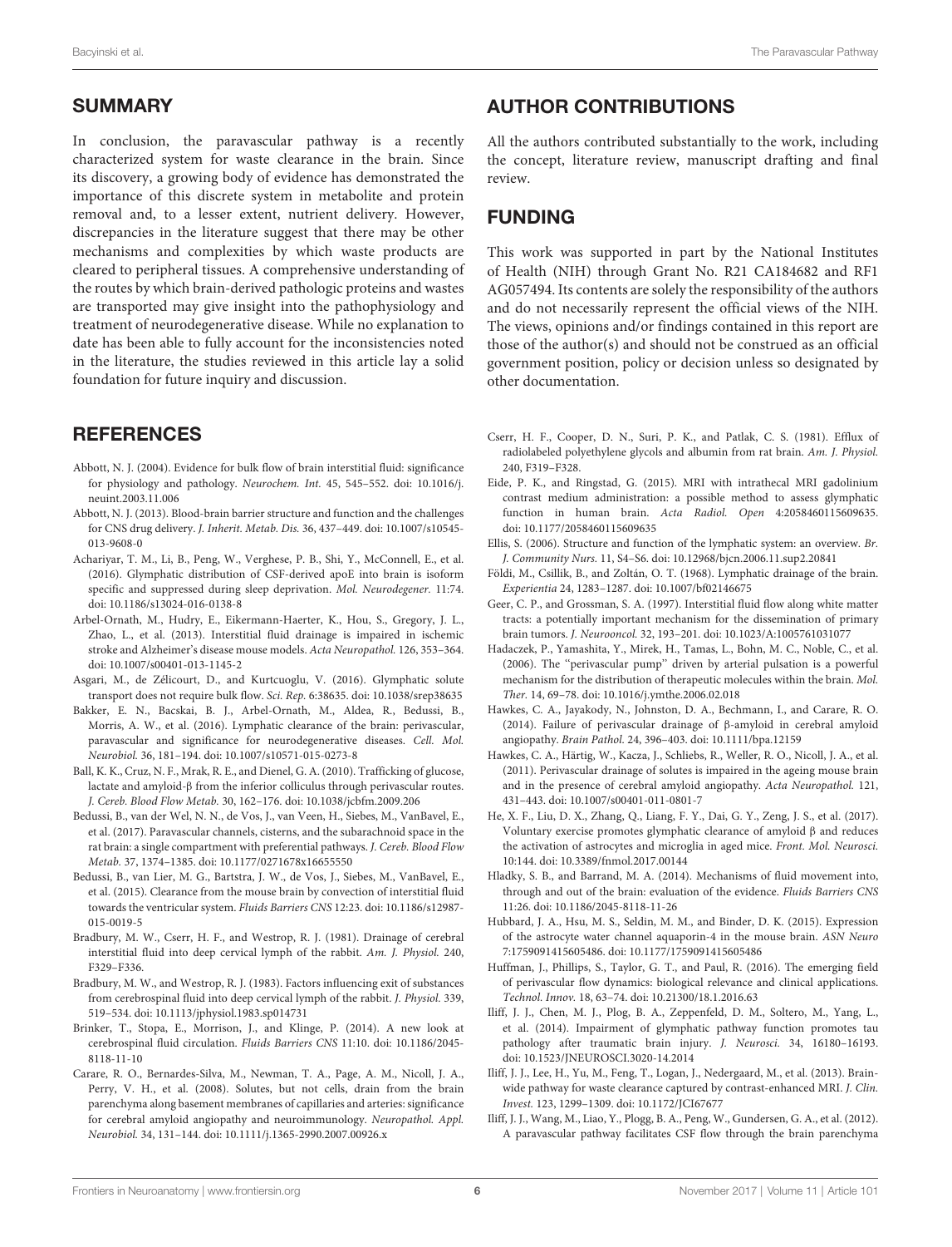## SUMMARY

In conclusion, the paravascular pathway is a recently characterized system for waste clearance in the brain. Since its discovery, a growing body of evidence has demonstrated the importance of this discrete system in metabolite and protein removal and, to a lesser extent, nutrient delivery. However, discrepancies in the literature suggest that there may be other mechanisms and complexities by which waste products are cleared to peripheral tissues. A comprehensive understanding of the routes by which brain-derived pathologic proteins and wastes are transported may give insight into the pathophysiology and treatment of neurodegenerative disease. While no explanation to date has been able to fully account for the inconsistencies noted in the literature, the studies reviewed in this article lay a solid foundation for future inquiry and discussion.

## AUTHOR CONTRIBUTIONS

All the authors contributed substantially to the work, including the concept, literature review, manuscript drafting and final review.

## FUNDING

This work was supported in part by the National Institutes of Health (NIH) through Grant No. R21 CA184682 and RF1 AG057494. Its contents are solely the responsibility of the authors and do not necessarily represent the official views of the NIH. The views, opinions and/or findings contained in this report are those of the author(s) and should not be construed as an official government position, policy or decision unless so designated by other documentation.

## REFERENCES

Abbott, N. J. (2004). Evidence for bulk flow of brain interstitial fluid: significance for physiology and pathology. *Neurochem. Int.* 45, 545–552. doi: 10.1016/j.neuint.2003.11.006

Abbott, N. J. (2013). Blood-brain barrier structure and function and the challenges for CNS drug delivery. *J. Inherit. Metab. Dis.* 36, 437–449. doi: 10.1007/s10545-013-9608-0

Achariyar, T. M., Li, B., Peng, W., Verghese, P. B., Shi, Y., McConnell, E., et al. (2016). Glymphatic distribution of CSF-derived apoE into brain is isoform specific and suppressed during sleep deprivation. *Mol. Neurodegener.* 11:74. doi: 10.1186/s13024-016-0138-8

Arbel-Ornath, M., Hudry, E., Eikermann-Haerter, K., Hou, S., Gregory, J. L., Zhao, L., et al. (2013). Interstitial fluid drainage is impaired in ischemic stroke and Alzheimer's disease mouse models. *Acta Neuropathol.* 126, 353–364. doi: 10.1007/s00401-013-1145-2

Asgari, M., de Zélicourt, D., and Kurtcuoglu, V. (2016). Glymphatic solute transport does not require bulk flow. *Sci. Rep.* 6:38635. doi: 10.1038/srep38635

Bakker, E. N., Bacskai, B. J., Arbel-Ornath, M., Aldea, R., Bedussi, B., Morris, A. W., et al. (2016). Lymphatic clearance of the brain: perivascular, paravascular and significance for neurodegenerative diseases. *Cell. Mol. Neurobiol.* 36, 181–194. doi: 10.1007/s10571-015-0273-8

Ball, K. K., Cruz, N. F., Mrak, R. E., and Dienel, G. A. (2010). Trafficking of glucose, lactate and amyloid-β from the inferior colliculus through perivascular routes. *J. Cereb. Blood Flow Metab.* 30, 162–176. doi: 10.1038/jcbfm.2009.206

Bedussi, B., van der Wel, N. N., de Vos, J., van Veen, H., Siebes, M., VanBavel, E., et al. (2017). Paravascular channels, cisterns, and the subarachnoid space in the rat brain: a single compartment with preferential pathways. *J. Cereb. Blood Flow Metab.* 37, 1374–1385. doi: 10.1177/0271678x16655550

Bedussi, B., van Lier, M. G., Bartstra, J. W., de Vos, J., Siebes, M., VanBavel, E., et al. (2015). Clearance from the mouse brain by convection of interstitial fluid towards the ventricular system. *Fluids Barriers CNS* 12:23. doi: 10.1186/s12987-015-0019-5

Bradbury, M. W., Cserr, H. F., and Westrop, R. J. (1981). Drainage of cerebral interstitial fluid into deep cervical lymph of the rabbit. *Am. J. Physiol.* 240, F329–F336.

Bradbury, M. W., and Westrop, R. J. (1983). Factors influencing exit of substances from cerebrospinal fluid into deep cervical lymph of the rabbit. *J. Physiol.* 339, 519–534. doi: 10.1113/jphysiol.1983.sp014731

Brinker, T., Stopa, E., Morrison, J., and Klinge, P. (2014). A new look at cerebrospinal fluid circulation. *Fluids Barriers CNS* 11:10. doi: 10.1186/2045-8118-11-10

Carare, R. O., Bernardes-Silva, M., Newman, T. A., Page, A. M., Nicoll, J. A., Perry, V. H., et al. (2008). Solutes, but not cells, drain from the brain parenchyma along basement membranes of capillaries and arteries: significance for cerebral amyloid angiopathy and neuroimmunology. *Neuropathol. Appl. Neurobiol.* 34, 131–144. doi: 10.1111/j.1365-2990.2007.00926.x

Cserr, H. F., Cooper, D. N., Suri, P. K., and Patlak, C. S. (1981). Efflux of radiolabeled polyethylene glycols and albumin from rat brain. *Am. J. Physiol.* 240, F319–F328.

Eide, P. K., and Ringstad, G. (2015). MRI with intrathecal MRI gadolinium contrast medium administration: a possible method to assess glymphatic function in human brain. *Acta Radiol. Open* 4:2058460115609635. doi: 10.1177/2058460115609635

Ellis, S. (2006). Structure and function of the lymphatic system: an overview. *Br. J. Community Nurs.* 11, S4–S6. doi: 10.12968/bjcn.2006.11.sup2.20841

Földi, M., Csillik, B., and Zoltán, O. T. (1968). Lymphatic drainage of the brain. *Experientia* 24, 1283–1287. doi: 10.1007/bf02146675

Geer, C. P., and Grossman, S. A. (1997). Interstitial fluid flow along white matter tracts: a potentially important mechanism for the dissemination of primary brain tumors. *J. Neurooncol.* 32, 193–201. doi: 10.1023/A:1005761031077

Hadaczek, P., Yamashita, Y., Mirek, H., Tamas, L., Bohn, M. C., Noble, C., et al. (2006). The "perivascular pump" driven by arterial pulsation is a powerful mechanism for the distribution of therapeutic molecules within the brain. *Mol. Ther.* 14, 69–78. doi: 10.1016/j.ymthe.2006.02.018

Hawkes, C. A., Jayakody, N., Johnston, D. A., Bechmann, I., and Carare, R. O. (2014). Failure of perivascular drainage of β-amyloid in cerebral amyloid angiopathy. *Brain Pathol.* 24, 396–403. doi: 10.1111/bpa.12159

Hawkes, C. A., Härtig, W., Kacza, J., Schliebs, R., Weller, R. O., Nicoll, J. A., et al. (2011). Perivascular drainage of solutes is impaired in the ageing mouse brain and in the presence of cerebral amyloid angiopathy. *Acta Neuropathol.* 121, 431–443. doi: 10.1007/s00401-011-0801-7

He, X. F., Liu, D. X., Zhang, Q., Liang, F. Y., Dai, G. Y., Zeng, J. S., et al. (2017). Voluntary exercise promotes glymphatic clearance of amyloid β and reduces the activation of astrocytes and microglia in aged mice. *Front. Mol. Neurosci.* 10:144. doi: 10.3389/fnmol.2017.00144

Hladky, S. B., and Barrand, M. A. (2014). Mechanisms of fluid movement into, through and out of the brain: evaluation of the evidence. *Fluids Barriers CNS* 11:26. doi: 10.1186/2045-8118-11-26

Hubbard, J. A., Hsu, M. S., Seldin, M. M., and Binder, D. K. (2015). Expression of the astrocyte water channel aquaporin-4 in the mouse brain. *ASN Neuro* 7:1759091415605486. doi: 10.1177/1759091415605486

Huffman, J., Phillips, S., Taylor, G. T., and Paul, R. (2016). The emerging field of perivascular flow dynamics: biological relevance and clinical applications. *Technol. Innov.* 18, 63–74. doi: 10.21300/18.1.2016.63

Iliff, J. J., Chen, M. J., Plog, B. A., Zeppenfeld, D. M., Soltero, M., Yang, L., et al. (2014). Impairment of glymphatic pathway function promotes tau pathology after traumatic brain injury. *J. Neurosci.* 34, 16180–16193. doi: 10.1523/JNEUROSCI.3020-14.2014

Iliff, J. J., Lee, H., Yu, M., Feng, T., Logan, J., Nedergaard, M., et al. (2013). Brain-wide pathway for waste clearance captured by contrast-enhanced MRI. *J. Clin. Invest.* 123, 1299–1309. doi: 10.1172/JCI67677

Iliff, J. J., Wang, M., Liao, Y., Plogg, B. A., Peng, W., Gundersen, G. A., et al. (2012). A paravascular pathway facilitates CSF flow through the brain parenchyma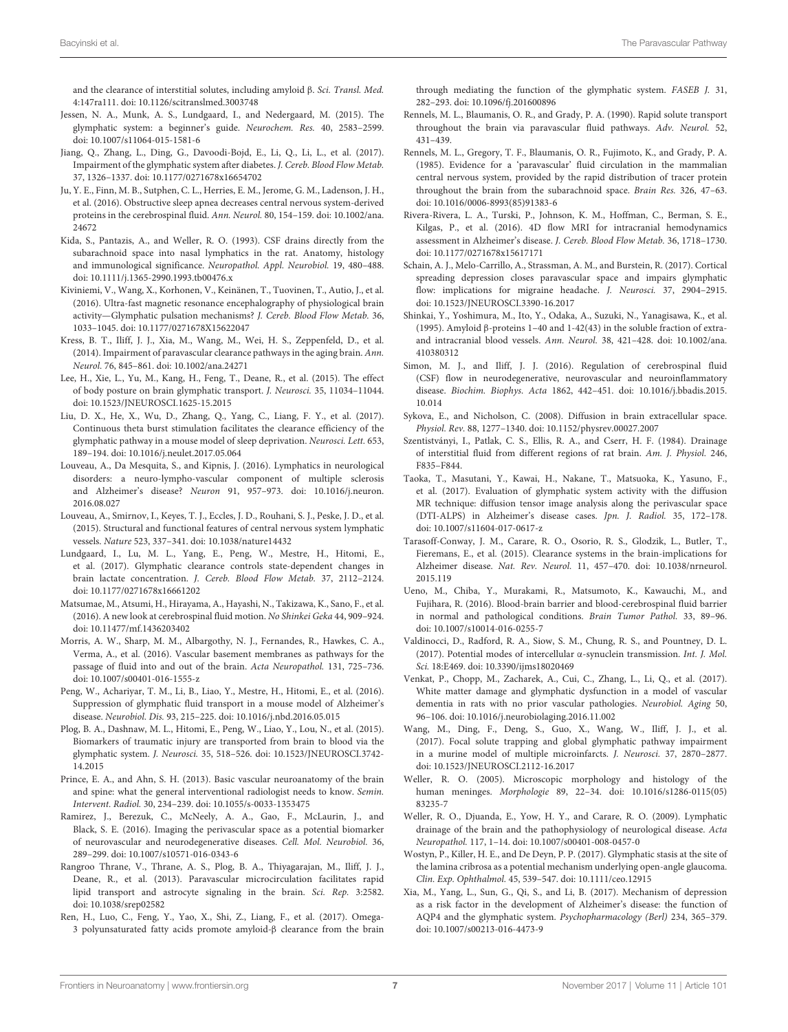and the clearance of interstitial solutes, including amyloid β. *Sci. Transl. Med.* 4:147ra111. doi: 10.1126/scitranslmed.3003748

Jessen, N. A., Munk, A. S., Lundgaard, I., and Nedergaard, M. (2015). The glymphatic system: a beginner's guide. *Neurochem. Res.* 40, 2583–2599. doi: 10.1007/s11064-015-1581-6

Jiang, Q., Zhang, L., Ding, G., Davoodi-Bojd, E., Li, Q., Li, L., et al. (2017). Impairment of the glymphatic system after diabetes. *J. Cereb. Blood Flow Metab.* 37, 1326–1337. doi: 10.1177/0271678X16654702

Ju, Y. E., Finn, M. B., Sutphen, C. L., Herries, E. M., Jerome, G. M., Ladenson, J. H., et al. (2016). Obstructive sleep apnea decreases central nervous system-derived proteins in the cerebrospinal fluid. *Ann. Neurol.* 80, 154–159. doi: 10.1002/ana.24672

Kida, S., Pantazis, A., and Weller, R. O. (1993). CSF drains directly from the subarachnoid space into nasal lymphatics in the rat. Anatomy, histology and immunological significance. *Neuropathol. Appl. Neurobiol.* 19, 480–488. doi: 10.1111/j.1365-2990.1993.tb00476.x

Kiviniemi, V., Wang, X., Korhonen, V., Keinänen, T., Tuovinen, T., Autio, J., et al. (2016). Ultra-fast magnetic resonance encephalography of physiological brain activity—Glymphatic pulsation mechanisms? *J. Cereb. Blood Flow Metab.* 36, 1033–1045. doi: 10.1177/0271678X15622047

Kress, B. T., Iliff, J. J., Xia, M., Wang, M., Wei, H. S., Zeppenfeld, D., et al. (2014). Impairment of paravascular clearance pathways in the aging brain. *Ann. Neurol.* 76, 845–861. doi: 10.1002/ana.24271

Lee, H., Xie, L., Yu, M., Kang, H., Feng, T., Deane, R., et al. (2015). The effect of body posture on brain glymphatic transport. *J. Neurosci.* 35, 11034–11044. doi: 10.1523/JNEUROSCI.1625-15.2015

Liu, D. X., He, X., Wu, D., Zhang, Q., Yang, C., Liang, F. Y., et al. (2017). Continuous theta burst stimulation facilitates the clearance efficiency of the glymphatic pathway in a mouse model of sleep deprivation. *Neurosci. Lett.* 653, 189–194. doi: 10.1016/j.neulet.2017.05.064

Louveau, A., Da Mesquita, S., and Kipnis, J. (2016). Lymphatics in neurological disorders: a neuro-lympho-vascular component of multiple sclerosis and Alzheimer's disease? *Neuron* 91, 957–973. doi: 10.1016/j.neuron.2016.08.027

Louveau, A., Smirnov, I., Keyes, T. J., Eccles, J. D., Rouhani, S. J., Peske, J. D., et al. (2015). Structural and functional features of central nervous system lymphatic vessels. *Nature* 523, 337–341. doi: 10.1038/nature14432

Lundgaard, I., Lu, M. L., Yang, E., Peng, W., Mestre, H., Hitomi, E., et al. (2017). Glymphatic clearance controls state-dependent changes in brain lactate concentration. *J. Cereb. Blood Flow Metab.* 37, 2112–2124. doi: 10.1177/0271678x16661202

Matsumae, M., Atsumi, H., Hirayama, A., Hayashi, N., Takizawa, K., Sano, F., et al. (2016). A new look at cerebrospinal fluid motion. *No Shinkei Geka* 44, 909–924. doi: 10.11477/mf.1436203402

Morris, A. W., Sharp, M. M., Albargothy, N. J., Fernandes, R., Hawkes, C. A., Verma, A., et al. (2016). Vascular basement membranes as pathways for the passage of fluid into and out of the brain. *Acta Neuropathol.* 131, 725–736. doi: 10.1007/s00401-016-1555-z

Peng, W., Achariyar, T. M., Li, B., Liao, Y., Mestre, H., Hitomi, E., et al. (2016). Suppression of glymphatic fluid transport in a mouse model of Alzheimer's disease. *Neurobiol. Dis.* 93, 215–225. doi: 10.1016/j.nbd.2016.05.015

Plog, B. A., Dashnaw, M. L., Hitomi, E., Peng, W., Liao, Y., Lou, N., et al. (2015). Biomarkers of traumatic injury are transported from brain to blood via the glymphatic system. *J. Neurosci.* 35, 518–526. doi: 10.1523/JNEUROSCI.3742-14.2015

Prince, E. A., and Ahn, S. H. (2013). Basic vascular neuroanatomy of the brain and spine: what the general interventional radiologist needs to know. *Semin. Intervent. Radiol.* 30, 234–239. doi: 10.1055/s-0033-1353475

Ramirez, J., Berezuk, C., McNeely, A. A., Gao, F., McLaurin, J., and Black, S. E. (2016). Imaging the perivascular space as a potential biomarker of neurovascular and neurodegenerative diseases. *Cell. Mol. Neurobiol.* 36, 289–299. doi: 10.1007/s10571-016-0343-6

Rangroo Thrane, V., Thrane, A. S., Plog, B. A., Thiyagarajan, M., Iliff, J. J., Deane, R., et al. (2013). Paravascular microcirculation facilitates rapid lipid transport and astrocyte signaling in the brain. *Sci. Rep.* 3:2582. doi: 10.1038/srep02582

Ren, H., Luo, C., Feng, Y., Yao, X., Shi, Z., Liang, F., et al. (2017). Omega-3 polyunsaturated fatty acids promote amyloid-β clearance from the brain through mediating the function of the glymphatic system. *FASEB J.* 31, 282–293. doi: 10.1096/fj.201600896

Rennels, M. L., Blaumanis, O. R., and Grady, P. A. (1990). Rapid solute transport throughout the brain via paravascular fluid pathways. *Adv. Neurol.* 52, 431–439.

Rennels, M. L., Gregory, T. F., Blaumanis, O. R., Fujimoto, K., and Grady, P. A. (1985). Evidence for a 'paravascular' fluid circulation in the mammalian central nervous system, provided by the rapid distribution of tracer protein throughout the brain from the subarachnoid space. *Brain Res.* 326, 47–63. doi: 10.1016/0006-8993(85)91383-6

Rivera-Rivera, L. A., Turski, P., Johnson, K. M., Hoffman, C., Berman, S. E., Kilgas, P., et al. (2016). 4D flow MRI for intracranial hemodynamics assessment in Alzheimer's disease. *J. Cereb. Blood Flow Metab.* 36, 1718–1730. doi: 10.1177/0271678X15617171

Schain, A. J., Melo-Carrillo, A., Strassman, A. M., and Burstein, R. (2017). Cortical spreading depression closes paravascular space and impairs glymphatic flow: implications for migraine headache. *J. Neurosci.* 37, 2904–2915. doi: 10.1523/JNEUROSCI.3390-16.2017

Shinkai, Y., Yoshimura, M., Ito, Y., Odaka, A., Suzuki, N., Yanagisawa, K., et al. (1995). Amyloid β-proteins 1–40 and 1-42(43) in the soluble fraction of extra- and intracranial blood vessels. *Ann. Neurol.* 38, 421–428. doi: 10.1002/ana.410380312

Simon, M. J., and Iliff, J. J. (2016). Regulation of cerebrospinal fluid (CSF) flow in neurodegenerative, neurovascular and neuroinflammatory disease. *Biochim. Biophys. Acta* 1862, 442–451. doi: 10.1016/j.bbadis.2015.10.014

Sykova, E., and Nicholson, C. (2008). Diffusion in brain extracellular space. *Physiol. Rev.* 88, 1277–1340. doi: 10.1152/physrev.00027.2007

Szentistványi, I., Patlak, C. S., Ellis, R. A., and Cserr, H. F. (1984). Drainage of interstitial fluid from different regions of rat brain. *Am. J. Physiol.* 246, F835–F844.

Taoka, T., Masutani, Y., Kawai, H., Nakane, T., Matsuoka, K., Yasuno, F., et al. (2017). Evaluation of glymphatic system activity with the diffusion MR technique: diffusion tensor image analysis along the perivascular space (DTI-ALPS) in Alzheimer's disease cases. *Jpn. J. Radiol.* 35, 172–178. doi: 10.1007/s11604-017-0617-z

Tarasoff-Conway, J. M., Carare, R. O., Osorio, R. S., Glodzik, L., Butler, T., Fieremans, E., et al. (2015). Clearance systems in the brain-implications for Alzheimer disease. *Nat. Rev. Neurol.* 11, 457–470. doi: 10.1038/nrneurol.2015.119

Ueno, M., Chiba, Y., Murakami, R., Matsumoto, K., Kawauchi, M., and Fujihara, R. (2016). Blood-brain barrier and blood-cerebrospinal fluid barrier in normal and pathological conditions. *Brain Tumor Pathol.* 33, 89–96. doi: 10.1007/s10014-016-0255-7

Valdinocci, D., Radford, R. A., Siow, S. M., Chung, R. S., and Pountney, D. L. (2017). Potential modes of intercellular α-synuclein transmission. *Int. J. Mol. Sci.* 18:E469. doi: 10.3390/ijms18020469

Venkat, P., Chopp, M., Zacharek, A., Cui, C., Zhang, L., Li, Q., et al. (2017). White matter damage and glymphatic dysfunction in a model of vascular dementia in rats with no prior vascular pathologies. *Neurobiol. Aging* 50, 96–106. doi: 10.1016/j.neurobiolaging.2016.11.002

Wang, M., Ding, F., Deng, S., Guo, X., Wang, W., Iliff, J. J., et al. (2017). Focal solute trapping and global glymphatic pathway impairment in a murine model of multiple microinfarcts. *J. Neurosci.* 37, 2870–2877. doi: 10.1523/JNEUROSCI.2112-16.2017

Weller, R. O. (2005). Microscopic morphology and histology of the human meninges. *Morphologie* 89, 22–34. doi: 10.1016/s1286-0115(05)83235-7

Weller, R. O., Djuanda, E., Yow, H. Y., and Carare, R. O. (2009). Lymphatic drainage of the brain and the pathophysiology of neurological disease. *Acta Neuropathol.* 117, 1–14. doi: 10.1007/s00401-008-0457-0

Wostyn, P., Killer, H. E., and De Deyn, P. P. (2017). Glymphatic stasis at the site of the lamina cribrosa as a potential mechanism underlying open-angle glaucoma. *Clin. Exp. Ophthalmol.* 45, 539–547. doi: 10.1111/ceo.12915

Xia, M., Yang, L., Sun, G., Qi, S., and Li, B. (2017). Mechanism of depression as a risk factor in the development of Alzheimer's disease: the function of AQP4 and the glymphatic system. *Psychopharmacology (Berl)* 234, 365–379. doi: 10.1007/s00213-016-4473-9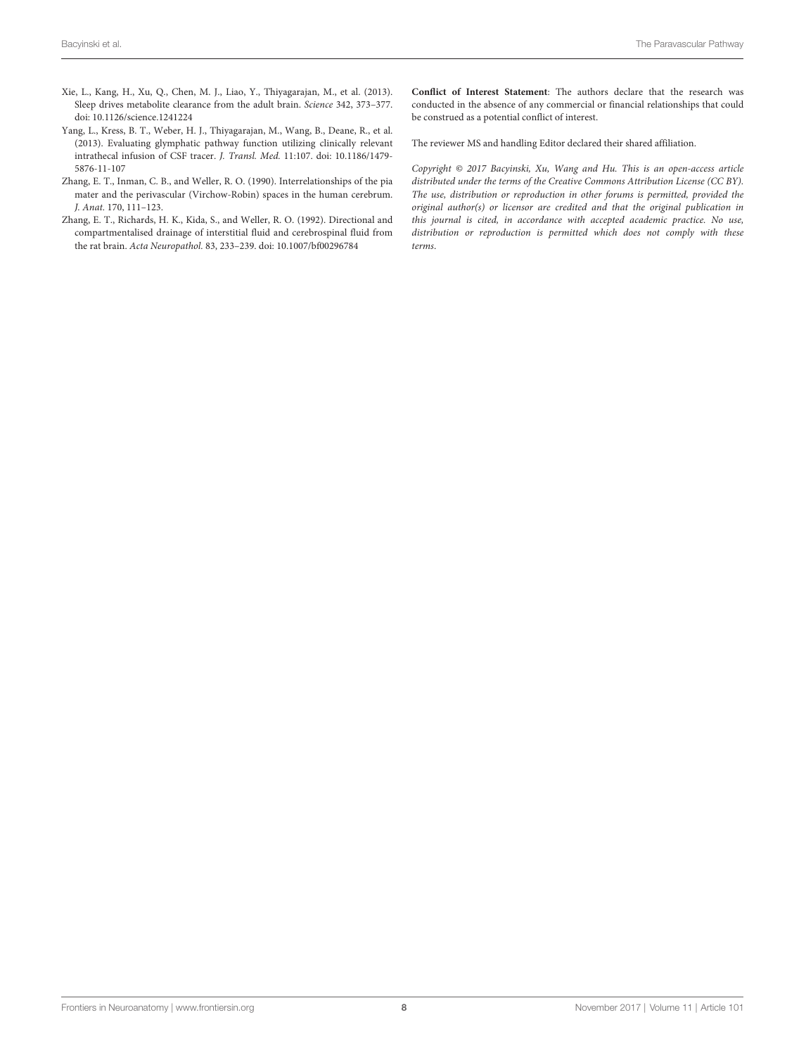Xie, L., Kang, H., Xu, Q., Chen, M. J., Liao, Y., Thiyagarajan, M., et al. (2013). Sleep drives metabolite clearance from the adult brain. *Science* 342, 373–377. doi: 10.1126/science.1241224

Yang, L., Kress, B. T., Weber, H. J., Thiyagarajan, M., Wang, B., Deane, R., et al. (2013). Evaluating glymphatic pathway function utilizing clinically relevant intrathecal infusion of CSF tracer. *J. Transl. Med.* 11:107. doi: 10.1186/1479-5876-11-107

Zhang, E. T., Inman, C. B., and Weller, R. O. (1990). Interrelationships of the pia mater and the perivascular (Virchow-Robin) spaces in the human cerebrum. *J. Anat.* 170, 111–123.

Zhang, E. T., Richards, H. K., Kida, S., and Weller, R. O. (1992). Directional and compartmentalised drainage of interstitial fluid and cerebrospinal fluid from the rat brain. *Acta Neuropathol.* 83, 233–239. doi: 10.1007/bf00296784

**Conflict of Interest Statement**: The authors declare that the research was conducted in the absence of any commercial or financial relationships that could be construed as a potential conflict of interest.

The reviewer MS and handling Editor declared their shared affiliation.

*Copyright © 2017 Bacyinski, Xu, Wang and Hu. This is an open-access article distributed under the terms of the Creative Commons Attribution License (CC BY). The use, distribution or reproduction in other forums is permitted, provided the original author(s) or licensor are credited and that the original publication in this journal is cited, in accordance with accepted academic practice. No use, distribution or reproduction is permitted which does not comply with these terms.*